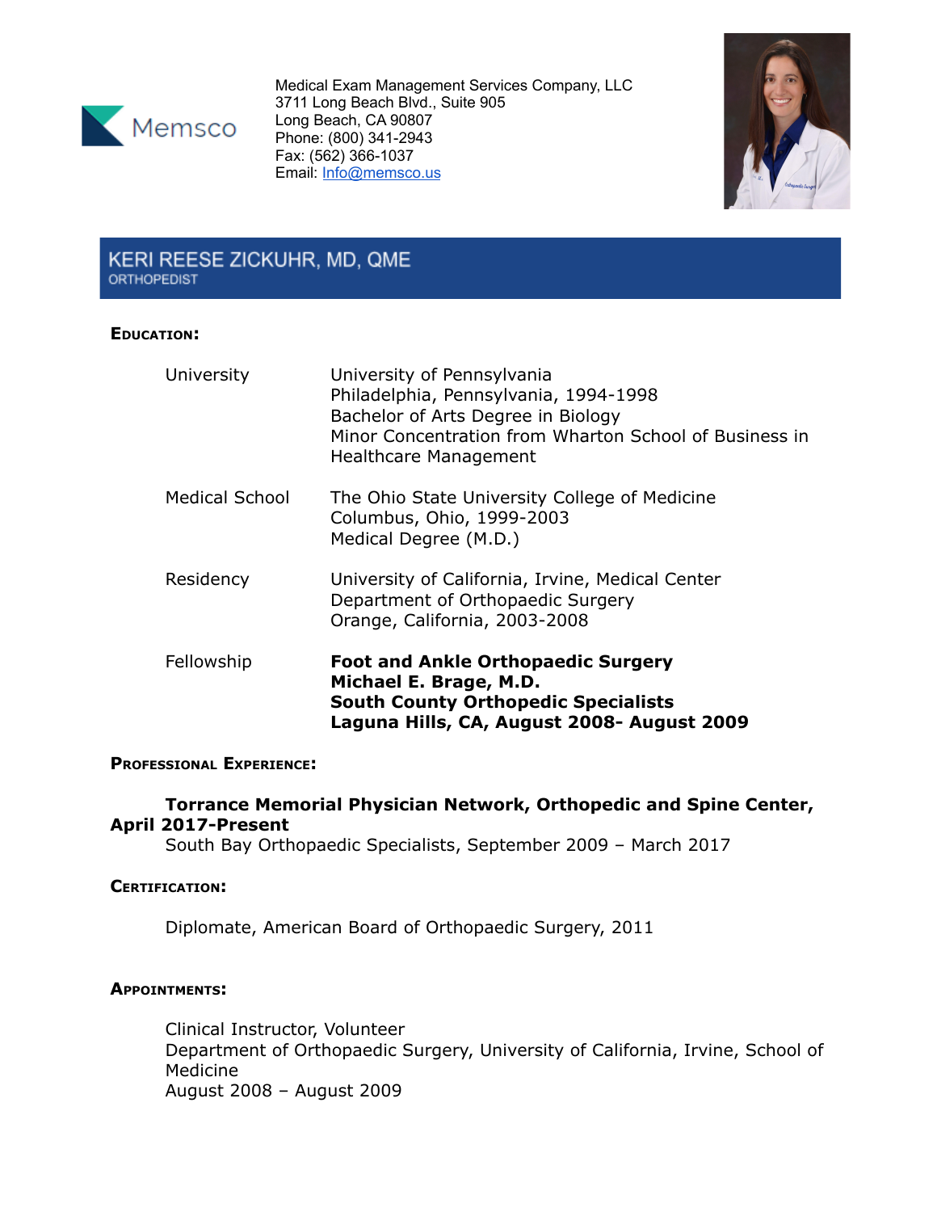Memsco

Medical Exam Management Services Company, LLC
3711 Long Beach Blvd., Suite 905
Long Beach, CA 90807
Phone: (800) 341-2943
Fax: (562) 366-1037
Email: Info@memsco.us

# KERI REESE ZICKUHR, MD, QME
ORTHOPEDIST

## EDUCATION:

| | |
|---|---|
| University | University of Pennsylvania<br>Philadelphia, Pennsylvania, 1994-1998<br>Bachelor of Arts Degree in Biology<br>Minor Concentration from Wharton School of Business in Healthcare Management |
| Medical School | The Ohio State University College of Medicine<br>Columbus, Ohio, 1999-2003<br>Medical Degree (M.D.) |
| Residency | University of California, Irvine, Medical Center<br>Department of Orthopaedic Surgery<br>Orange, California, 2003-2008 |
| Fellowship | **Foot and Ankle Orthopaedic Surgery**<br>**Michael E. Brage, M.D.**<br>**South County Orthopedic Specialists**<br>**Laguna Hills, CA, August 2008- August 2009** |

## PROFESSIONAL EXPERIENCE:

**Torrance Memorial Physician Network, Orthopedic and Spine Center, April 2017-Present**

South Bay Orthopaedic Specialists, September 2009 – March 2017

## CERTIFICATION:

Diplomate, American Board of Orthopaedic Surgery, 2011

## APPOINTMENTS:

Clinical Instructor, Volunteer
Department of Orthopaedic Surgery, University of California, Irvine, School of Medicine
August 2008 – August 2009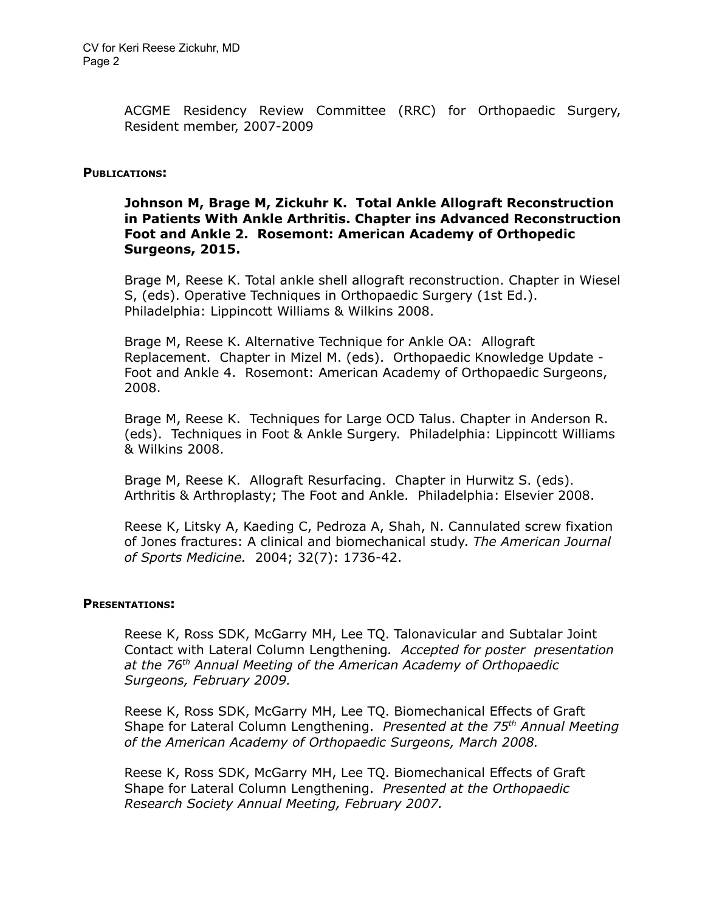ACGME Residency Review Committee (RRC) for Orthopaedic Surgery, Resident member, 2007-2009

**PUBLICATIONS:**

**Johnson M, Brage M, Zickuhr K. Total Ankle Allograft Reconstruction in Patients With Ankle Arthritis. Chapter ins Advanced Reconstruction Foot and Ankle 2. Rosemont: American Academy of Orthopedic Surgeons, 2015.**

Brage M, Reese K. Total ankle shell allograft reconstruction. Chapter in Wiesel S, (eds). Operative Techniques in Orthopaedic Surgery (1st Ed.). Philadelphia: Lippincott Williams & Wilkins 2008.

Brage M, Reese K. Alternative Technique for Ankle OA: Allograft Replacement. Chapter in Mizel M. (eds). Orthopaedic Knowledge Update - Foot and Ankle 4. Rosemont: American Academy of Orthopaedic Surgeons, 2008.

Brage M, Reese K. Techniques for Large OCD Talus. Chapter in Anderson R. (eds). Techniques in Foot & Ankle Surgery. Philadelphia: Lippincott Williams & Wilkins 2008.

Brage M, Reese K. Allograft Resurfacing. Chapter in Hurwitz S. (eds). Arthritis & Arthroplasty; The Foot and Ankle. Philadelphia: Elsevier 2008.

Reese K, Litsky A, Kaeding C, Pedroza A, Shah, N. Cannulated screw fixation of Jones fractures: A clinical and biomechanical study. *The American Journal of Sports Medicine.* 2004; 32(7): 1736-42.

**PRESENTATIONS:**

Reese K, Ross SDK, McGarry MH, Lee TQ. Talonavicular and Subtalar Joint Contact with Lateral Column Lengthening. *Accepted for poster presentation at the 76th Annual Meeting of the American Academy of Orthopaedic Surgeons, February 2009.*

Reese K, Ross SDK, McGarry MH, Lee TQ. Biomechanical Effects of Graft Shape for Lateral Column Lengthening. *Presented at the 75th Annual Meeting of the American Academy of Orthopaedic Surgeons, March 2008.*

Reese K, Ross SDK, McGarry MH, Lee TQ. Biomechanical Effects of Graft Shape for Lateral Column Lengthening. *Presented at the Orthopaedic Research Society Annual Meeting, February 2007.*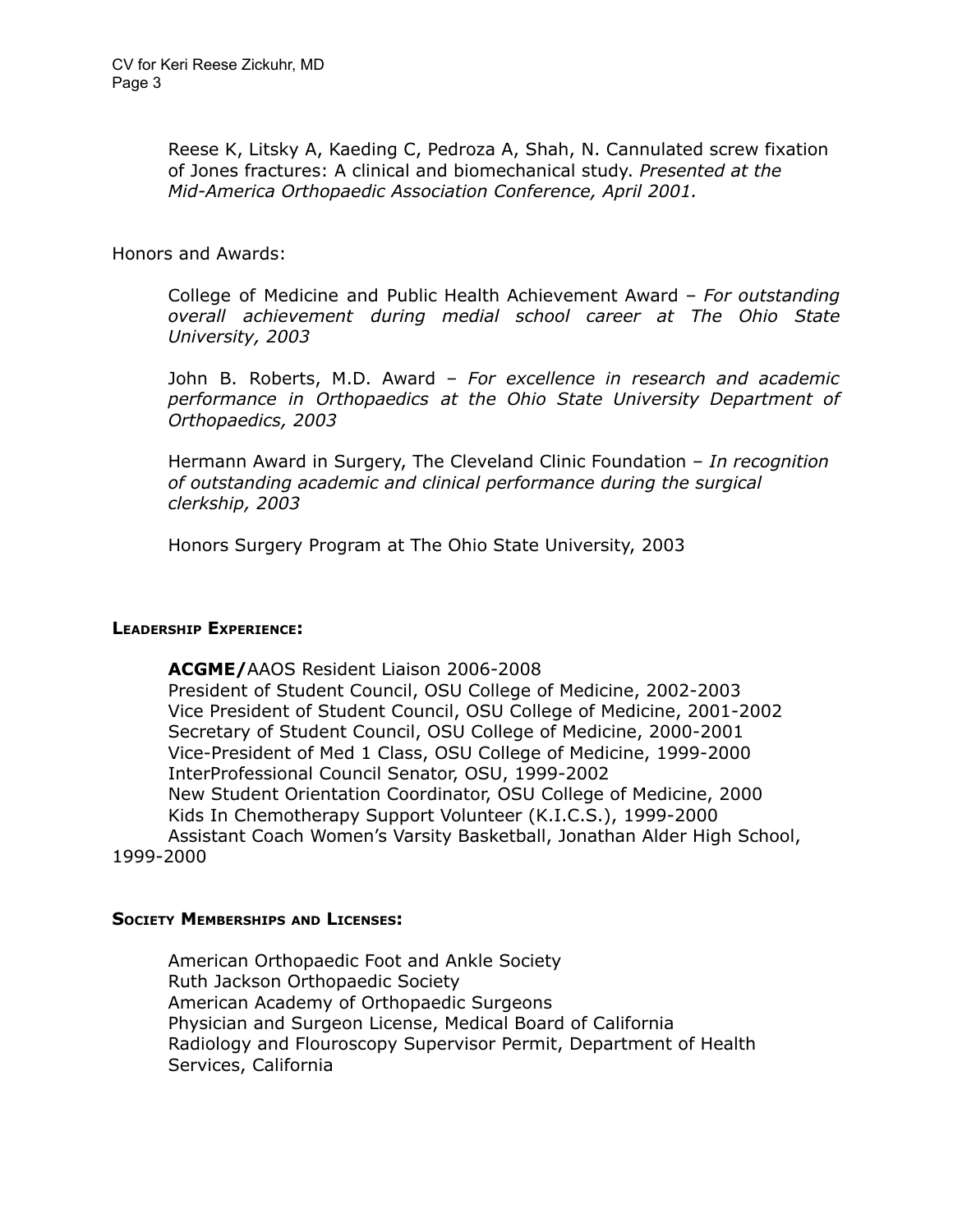Reese K, Litsky A, Kaeding C, Pedroza A, Shah, N. Cannulated screw fixation of Jones fractures: A clinical and biomechanical study. *Presented at the Mid-America Orthopaedic Association Conference, April 2001.*

Honors and Awards:

College of Medicine and Public Health Achievement Award – *For outstanding overall achievement during medial school career at The Ohio State University, 2003*

John B. Roberts, M.D. Award – *For excellence in research and academic performance in Orthopaedics at the Ohio State University Department of Orthopaedics, 2003*

Hermann Award in Surgery, The Cleveland Clinic Foundation – *In recognition of outstanding academic and clinical performance during the surgical clerkship, 2003*

Honors Surgery Program at The Ohio State University, 2003

## Leadership Experience:

**ACGME/**AAOS Resident Liaison 2006-2008
President of Student Council, OSU College of Medicine, 2002-2003
Vice President of Student Council, OSU College of Medicine, 2001-2002
Secretary of Student Council, OSU College of Medicine, 2000-2001
Vice-President of Med 1 Class, OSU College of Medicine, 1999-2000
InterProfessional Council Senator, OSU, 1999-2002
New Student Orientation Coordinator, OSU College of Medicine, 2000
Kids In Chemotherapy Support Volunteer (K.I.C.S.), 1999-2000
Assistant Coach Women's Varsity Basketball, Jonathan Alder High School, 1999-2000

## Society Memberships and Licenses:

American Orthopaedic Foot and Ankle Society
Ruth Jackson Orthopaedic Society
American Academy of Orthopaedic Surgeons
Physician and Surgeon License, Medical Board of California
Radiology and Flouroscopy Supervisor Permit, Department of Health Services, California